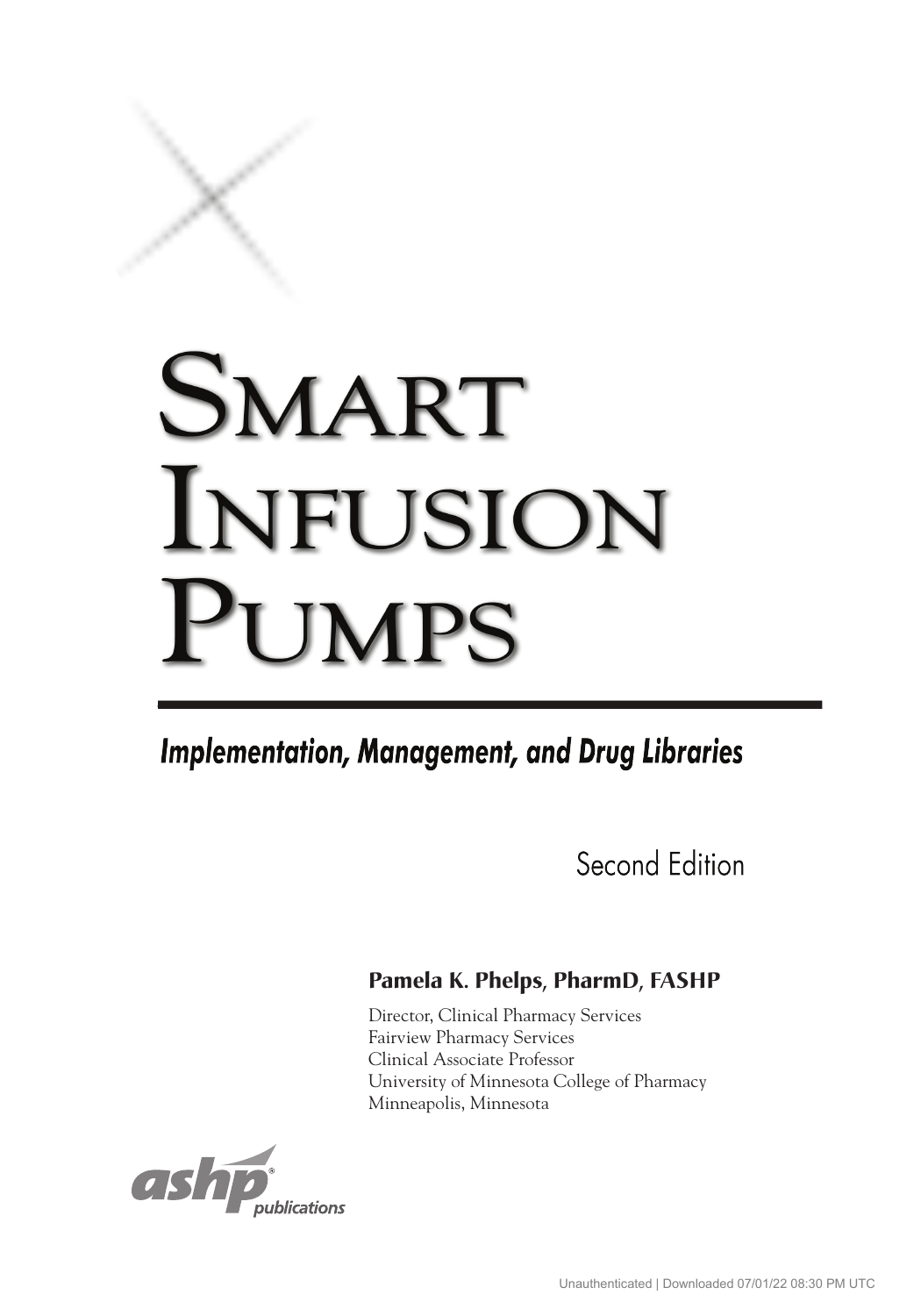# Smart Infusion Pumps

## *Implementation, Management, and Drug Libraries*

Second Edition

**Pamela K. Phelps, PharmD, FASHP**

Director, Clinical Pharmacy Services
Fairview Pharmacy Services
Clinical Associate Professor
University of Minnesota College of Pharmacy
Minneapolis, Minnesota

ashp® publications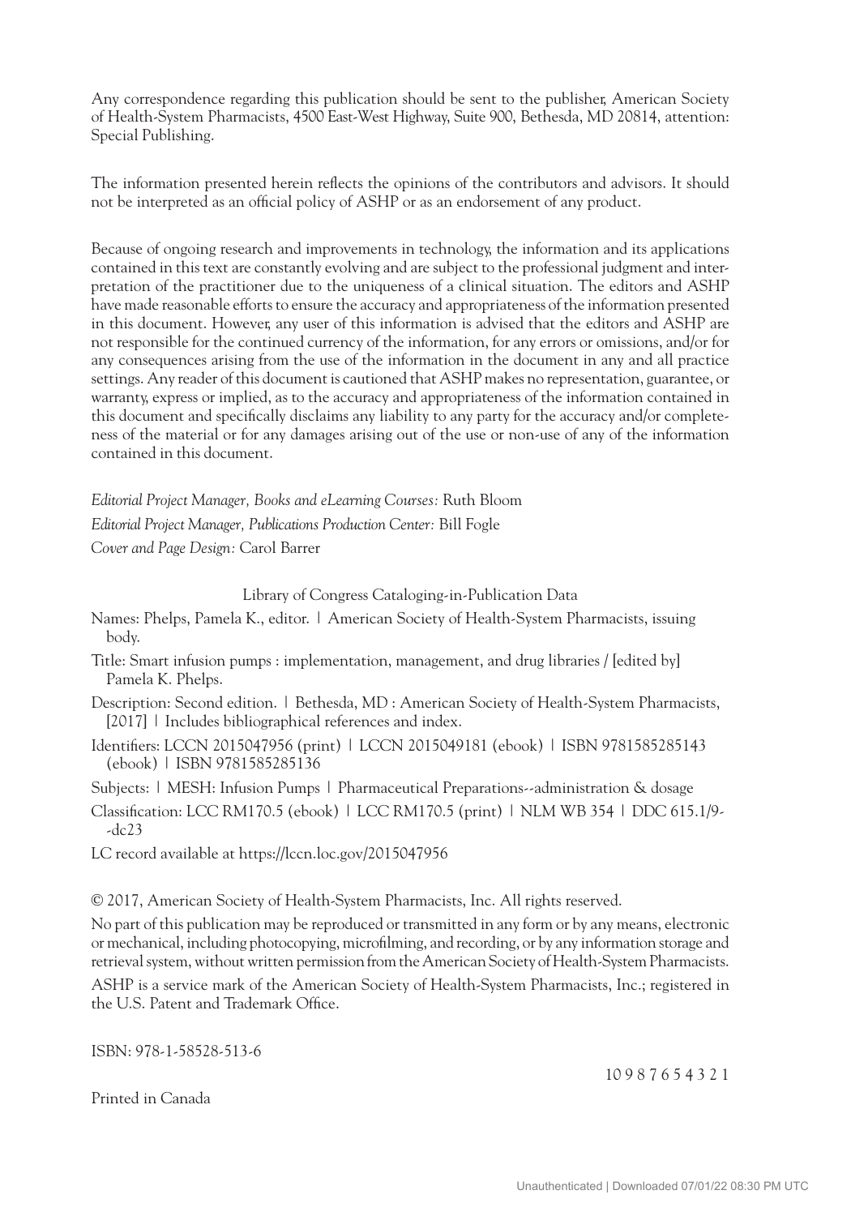Any correspondence regarding this publication should be sent to the publisher, American Society of Health-System Pharmacists, 4500 East-West Highway, Suite 900, Bethesda, MD 20814, attention: Special Publishing.

The information presented herein reflects the opinions of the contributors and advisors. It should not be interpreted as an official policy of ASHP or as an endorsement of any product.

Because of ongoing research and improvements in technology, the information and its applications contained in this text are constantly evolving and are subject to the professional judgment and interpretation of the practitioner due to the uniqueness of a clinical situation. The editors and ASHP have made reasonable efforts to ensure the accuracy and appropriateness of the information presented in this document. However, any user of this information is advised that the editors and ASHP are not responsible for the continued currency of the information, for any errors or omissions, and/or for any consequences arising from the use of the information in the document in any and all practice settings. Any reader of this document is cautioned that ASHP makes no representation, guarantee, or warranty, express or implied, as to the accuracy and appropriateness of the information contained in this document and specifically disclaims any liability to any party for the accuracy and/or completeness of the material or for any damages arising out of the use or non-use of any of the information contained in this document.

*Editorial Project Manager, Books and eLearning Courses:* Ruth Bloom

*Editorial Project Manager, Publications Production Center:* Bill Fogle

*Cover and Page Design:* Carol Barrer

Library of Congress Cataloging-in-Publication Data

Names: Phelps, Pamela K., editor. | American Society of Health-System Pharmacists, issuing body.

Title: Smart infusion pumps : implementation, management, and drug libraries / [edited by] Pamela K. Phelps.

Description: Second edition. | Bethesda, MD : American Society of Health-System Pharmacists, [2017] | Includes bibliographical references and index.

Identifiers: LCCN 2015047956 (print) | LCCN 2015049181 (ebook) | ISBN 9781585285143 (ebook) | ISBN 9781585285136

Subjects: | MESH: Infusion Pumps | Pharmaceutical Preparations--administration & dosage

Classification: LCC RM170.5 (ebook) | LCC RM170.5 (print) | NLM WB 354 | DDC 615.1/9--dc23

LC record available at https://lccn.loc.gov/2015047956

© 2017, American Society of Health-System Pharmacists, Inc. All rights reserved.

No part of this publication may be reproduced or transmitted in any form or by any means, electronic or mechanical, including photocopying, microfilming, and recording, or by any information storage and retrieval system, without written permission from the American Society of Health-System Pharmacists.

ASHP is a service mark of the American Society of Health-System Pharmacists, Inc.; registered in the U.S. Patent and Trademark Office.

ISBN: 978-1-58528-513-6

10 9 8 7 6 5 4 3 2 1

Printed in Canada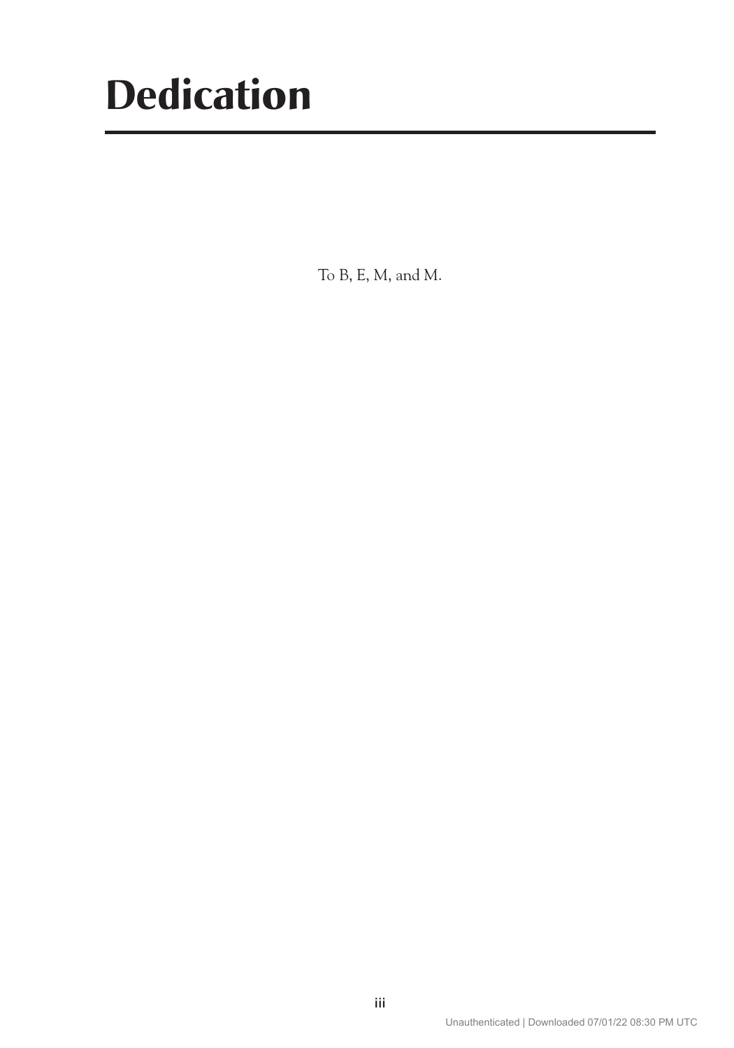# Dedication

To B, E, M, and M.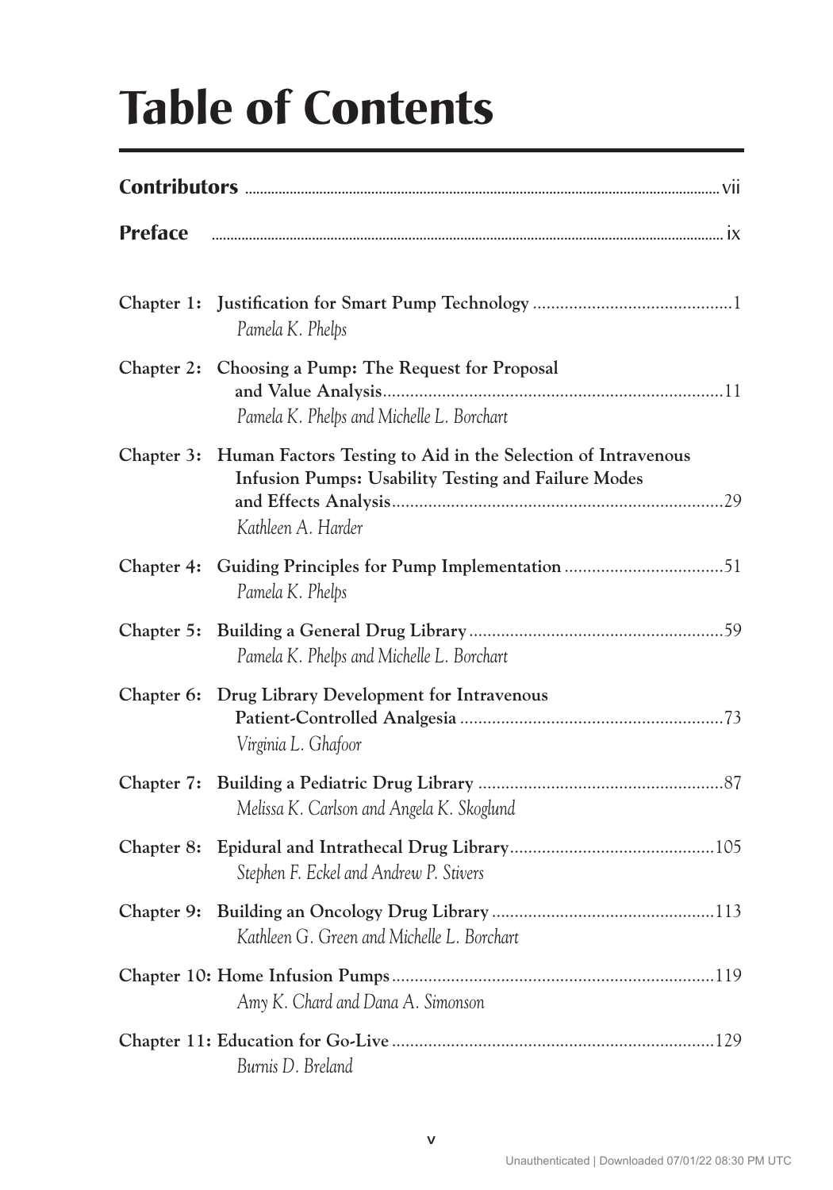# Table of Contents

**Contributors** ............ vii

**Preface** ............ ix

**Chapter 1: Justification for Smart Pump Technology** ............ 1
*Pamela K. Phelps*

**Chapter 2: Choosing a Pump: The Request for Proposal and Value Analysis** ............ 11
*Pamela K. Phelps and Michelle L. Borchart*

**Chapter 3: Human Factors Testing to Aid in the Selection of Intravenous Infusion Pumps: Usability Testing and Failure Modes and Effects Analysis** ............ 29
*Kathleen A. Harder*

**Chapter 4: Guiding Principles for Pump Implementation** ............ 51
*Pamela K. Phelps*

**Chapter 5: Building a General Drug Library** ............ 59
*Pamela K. Phelps and Michelle L. Borchart*

**Chapter 6: Drug Library Development for Intravenous Patient-Controlled Analgesia** ............ 73
*Virginia L. Ghafoor*

**Chapter 7: Building a Pediatric Drug Library** ............ 87
*Melissa K. Carlson and Angela K. Skoglund*

**Chapter 8: Epidural and Intrathecal Drug Library** ............ 105
*Stephen F. Eckel and Andrew P. Stivers*

**Chapter 9: Building an Oncology Drug Library** ............ 113
*Kathleen G. Green and Michelle L. Borchart*

**Chapter 10: Home Infusion Pumps** ............ 119
*Amy K. Chard and Dana A. Simonson*

**Chapter 11: Education for Go-Live** ............ 129
*Burnis D. Breland*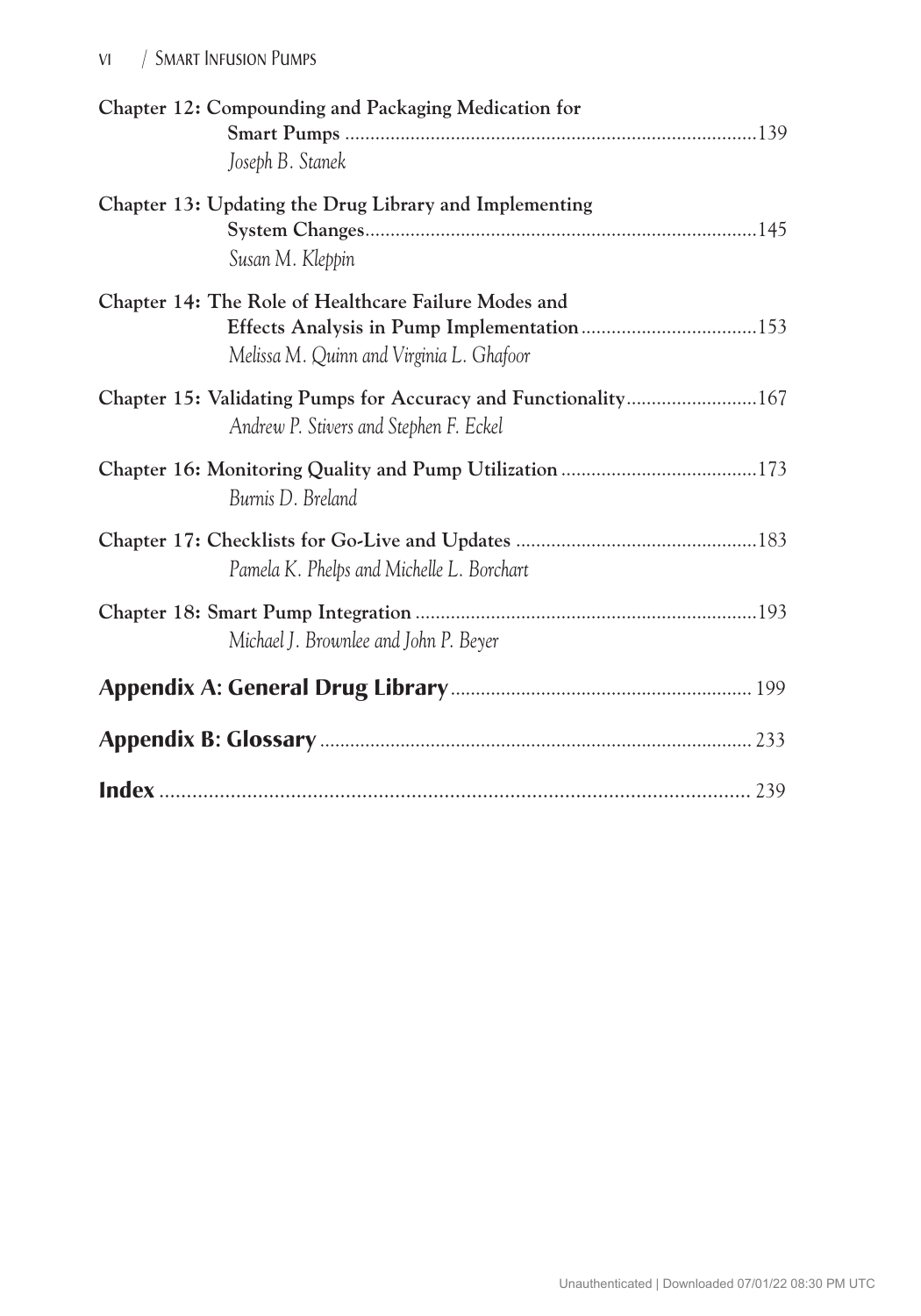**Chapter 12: Compounding and Packaging Medication for Smart Pumps** .......... 139
*Joseph B. Stanek*

**Chapter 13: Updating the Drug Library and Implementing System Changes** .......... 145
*Susan M. Kleppin*

**Chapter 14: The Role of Healthcare Failure Modes and Effects Analysis in Pump Implementation** .......... 153
*Melissa M. Quinn and Virginia L. Ghafoor*

**Chapter 15: Validating Pumps for Accuracy and Functionality** .......... 167
*Andrew P. Stivers and Stephen F. Eckel*

**Chapter 16: Monitoring Quality and Pump Utilization** .......... 173
*Burnis D. Breland*

**Chapter 17: Checklists for Go-Live and Updates** .......... 183
*Pamela K. Phelps and Michelle L. Borchart*

**Chapter 18: Smart Pump Integration** .......... 193
*Michael J. Brownlee and John P. Beyer*

**Appendix A: General Drug Library** .......... 199

**Appendix B: Glossary** .......... 233

**Index** .......... 239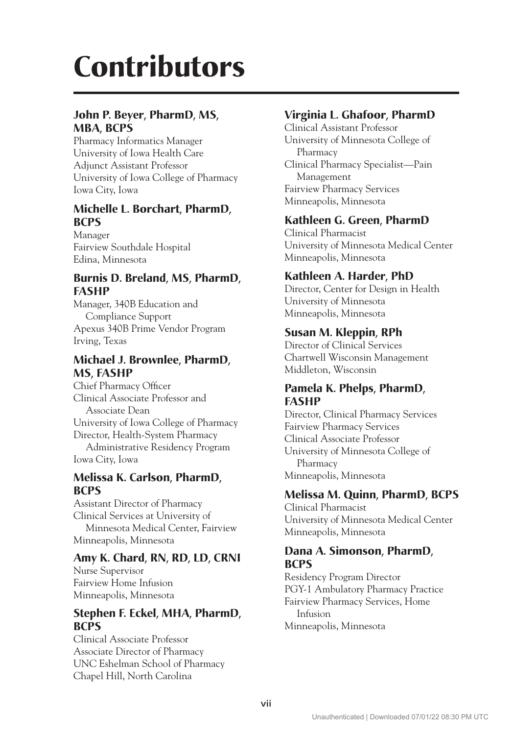# Contributors

**John P. Beyer, PharmD, MS, MBA, BCPS**
Pharmacy Informatics Manager
University of Iowa Health Care
Adjunct Assistant Professor
University of Iowa College of Pharmacy
Iowa City, Iowa

**Michelle L. Borchart, PharmD, BCPS**
Manager
Fairview Southdale Hospital
Edina, Minnesota

**Burnis D. Breland, MS, PharmD, FASHP**
Manager, 340B Education and Compliance Support
Apexus 340B Prime Vendor Program
Irving, Texas

**Michael J. Brownlee, PharmD, MS, FASHP**
Chief Pharmacy Officer
Clinical Associate Professor and Associate Dean
University of Iowa College of Pharmacy
Director, Health-System Pharmacy Administrative Residency Program
Iowa City, Iowa

**Melissa K. Carlson, PharmD, BCPS**
Assistant Director of Pharmacy
Clinical Services at University of Minnesota Medical Center, Fairview
Minneapolis, Minnesota

**Amy K. Chard, RN, RD, LD, CRNI**
Nurse Supervisor
Fairview Home Infusion
Minneapolis, Minnesota

**Stephen F. Eckel, MHA, PharmD, BCPS**
Clinical Associate Professor
Associate Director of Pharmacy
UNC Eshelman School of Pharmacy
Chapel Hill, North Carolina

**Virginia L. Ghafoor, PharmD**
Clinical Assistant Professor
University of Minnesota College of Pharmacy
Clinical Pharmacy Specialist—Pain Management
Fairview Pharmacy Services
Minneapolis, Minnesota

**Kathleen G. Green, PharmD**
Clinical Pharmacist
University of Minnesota Medical Center
Minneapolis, Minnesota

**Kathleen A. Harder, PhD**
Director, Center for Design in Health
University of Minnesota
Minneapolis, Minnesota

**Susan M. Kleppin, RPh**
Director of Clinical Services
Chartwell Wisconsin Management
Middleton, Wisconsin

**Pamela K. Phelps, PharmD, FASHP**
Director, Clinical Pharmacy Services
Fairview Pharmacy Services
Clinical Associate Professor
University of Minnesota College of Pharmacy
Minneapolis, Minnesota

**Melissa M. Quinn, PharmD, BCPS**
Clinical Pharmacist
University of Minnesota Medical Center
Minneapolis, Minnesota

**Dana A. Simonson, PharmD, BCPS**
Residency Program Director
PGY-1 Ambulatory Pharmacy Practice
Fairview Pharmacy Services, Home Infusion
Minneapolis, Minnesota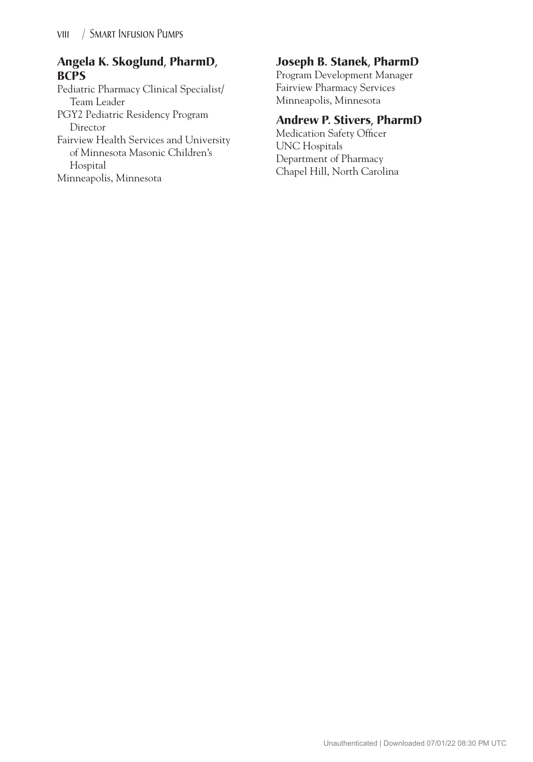**Angela K. Skoglund, PharmD, BCPS**
Pediatric Pharmacy Clinical Specialist/Team Leader
PGY2 Pediatric Residency Program Director
Fairview Health Services and University of Minnesota Masonic Children's Hospital
Minneapolis, Minnesota

**Joseph B. Stanek, PharmD**
Program Development Manager
Fairview Pharmacy Services
Minneapolis, Minnesota

**Andrew P. Stivers, PharmD**
Medication Safety Officer
UNC Hospitals
Department of Pharmacy
Chapel Hill, North Carolina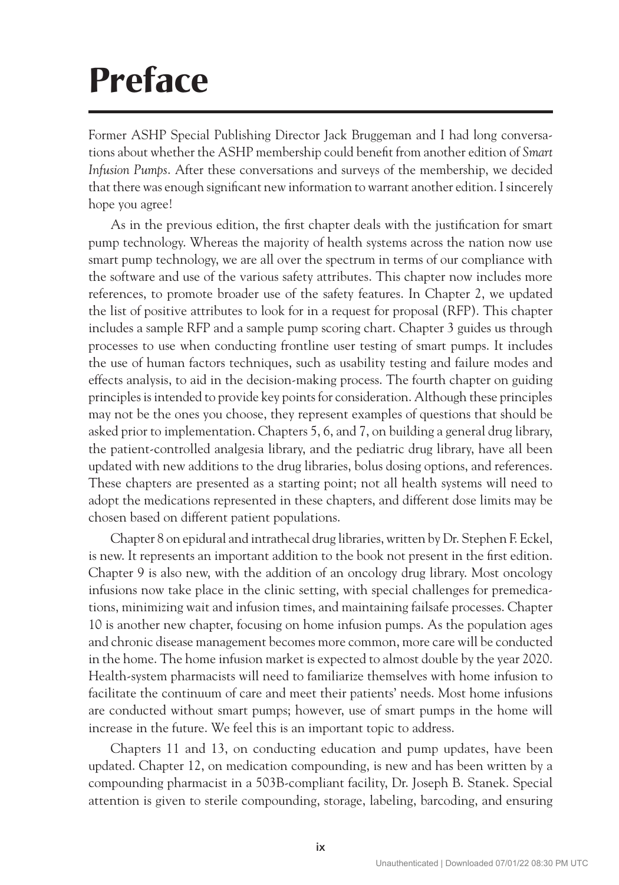# Preface

Former ASHP Special Publishing Director Jack Bruggeman and I had long conversations about whether the ASHP membership could benefit from another edition of *Smart Infusion Pumps*. After these conversations and surveys of the membership, we decided that there was enough significant new information to warrant another edition. I sincerely hope you agree!

As in the previous edition, the first chapter deals with the justification for smart pump technology. Whereas the majority of health systems across the nation now use smart pump technology, we are all over the spectrum in terms of our compliance with the software and use of the various safety attributes. This chapter now includes more references, to promote broader use of the safety features. In Chapter 2, we updated the list of positive attributes to look for in a request for proposal (RFP). This chapter includes a sample RFP and a sample pump scoring chart. Chapter 3 guides us through processes to use when conducting frontline user testing of smart pumps. It includes the use of human factors techniques, such as usability testing and failure modes and effects analysis, to aid in the decision-making process. The fourth chapter on guiding principles is intended to provide key points for consideration. Although these principles may not be the ones you choose, they represent examples of questions that should be asked prior to implementation. Chapters 5, 6, and 7, on building a general drug library, the patient-controlled analgesia library, and the pediatric drug library, have all been updated with new additions to the drug libraries, bolus dosing options, and references. These chapters are presented as a starting point; not all health systems will need to adopt the medications represented in these chapters, and different dose limits may be chosen based on different patient populations.

Chapter 8 on epidural and intrathecal drug libraries, written by Dr. Stephen F. Eckel, is new. It represents an important addition to the book not present in the first edition. Chapter 9 is also new, with the addition of an oncology drug library. Most oncology infusions now take place in the clinic setting, with special challenges for premedications, minimizing wait and infusion times, and maintaining failsafe processes. Chapter 10 is another new chapter, focusing on home infusion pumps. As the population ages and chronic disease management becomes more common, more care will be conducted in the home. The home infusion market is expected to almost double by the year 2020. Health-system pharmacists will need to familiarize themselves with home infusion to facilitate the continuum of care and meet their patients' needs. Most home infusions are conducted without smart pumps; however, use of smart pumps in the home will increase in the future. We feel this is an important topic to address.

Chapters 11 and 13, on conducting education and pump updates, have been updated. Chapter 12, on medication compounding, is new and has been written by a compounding pharmacist in a 503B-compliant facility, Dr. Joseph B. Stanek. Special attention is given to sterile compounding, storage, labeling, barcoding, and ensuring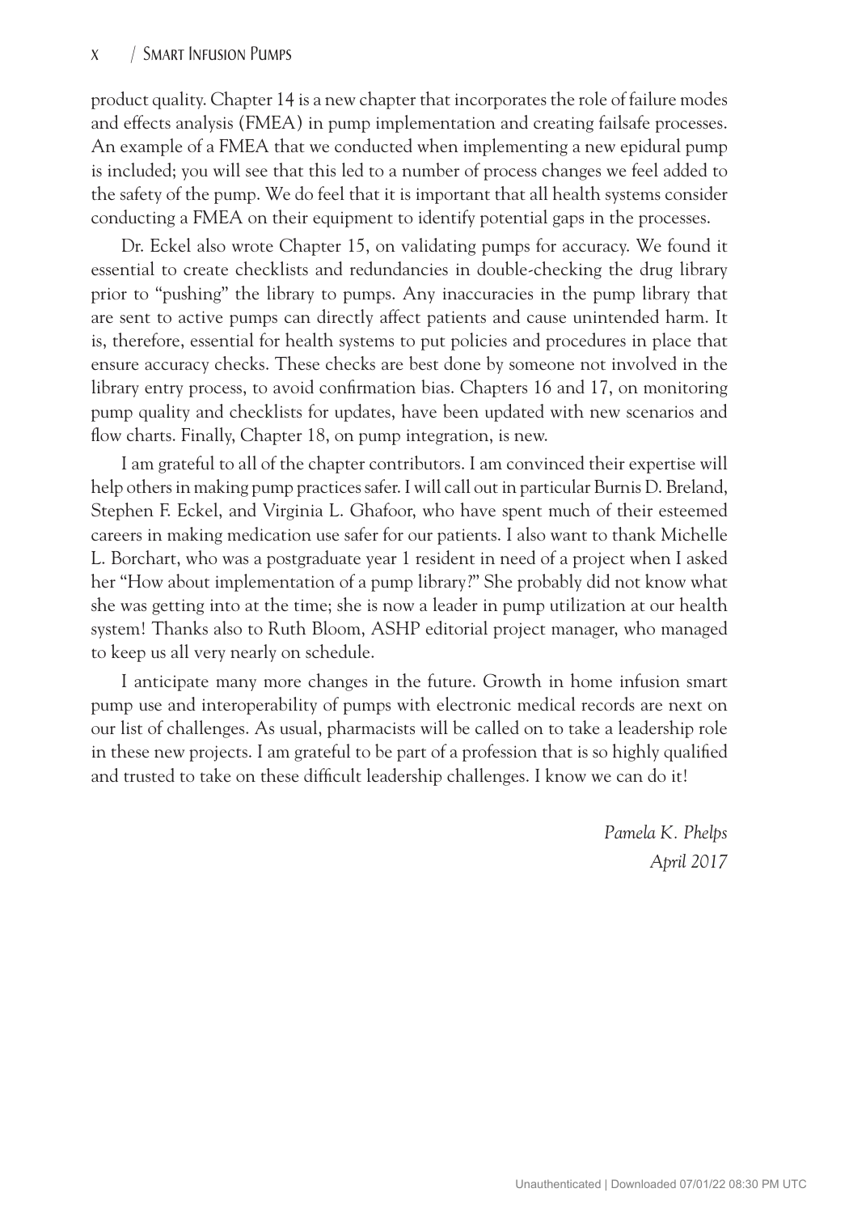product quality. Chapter 14 is a new chapter that incorporates the role of failure modes and effects analysis (FMEA) in pump implementation and creating failsafe processes. An example of a FMEA that we conducted when implementing a new epidural pump is included; you will see that this led to a number of process changes we feel added to the safety of the pump. We do feel that it is important that all health systems consider conducting a FMEA on their equipment to identify potential gaps in the processes.

Dr. Eckel also wrote Chapter 15, on validating pumps for accuracy. We found it essential to create checklists and redundancies in double-checking the drug library prior to "pushing" the library to pumps. Any inaccuracies in the pump library that are sent to active pumps can directly affect patients and cause unintended harm. It is, therefore, essential for health systems to put policies and procedures in place that ensure accuracy checks. These checks are best done by someone not involved in the library entry process, to avoid confirmation bias. Chapters 16 and 17, on monitoring pump quality and checklists for updates, have been updated with new scenarios and flow charts. Finally, Chapter 18, on pump integration, is new.

I am grateful to all of the chapter contributors. I am convinced their expertise will help others in making pump practices safer. I will call out in particular Burnis D. Breland, Stephen F. Eckel, and Virginia L. Ghafoor, who have spent much of their esteemed careers in making medication use safer for our patients. I also want to thank Michelle L. Borchart, who was a postgraduate year 1 resident in need of a project when I asked her "How about implementation of a pump library?" She probably did not know what she was getting into at the time; she is now a leader in pump utilization at our health system! Thanks also to Ruth Bloom, ASHP editorial project manager, who managed to keep us all very nearly on schedule.

I anticipate many more changes in the future. Growth in home infusion smart pump use and interoperability of pumps with electronic medical records are next on our list of challenges. As usual, pharmacists will be called on to take a leadership role in these new projects. I am grateful to be part of a profession that is so highly qualified and trusted to take on these difficult leadership challenges. I know we can do it!

*Pamela K. Phelps*
*April 2017*